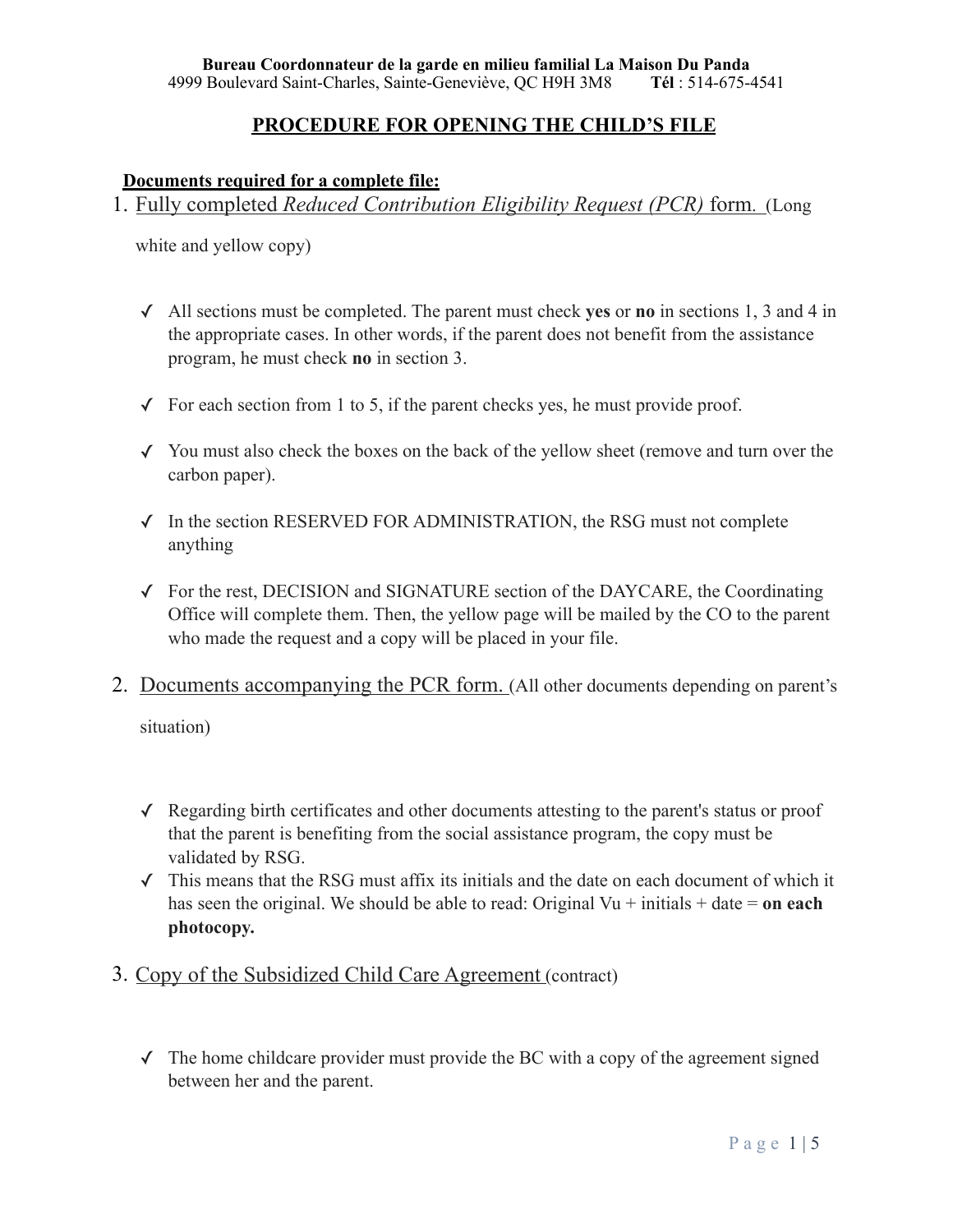**Bureau Coordonnateur de la garde en milieu familial La Maison Du Panda**
4999 Boulevard Saint-Charles, Sainte-Geneviève, QC H9H 3M8 **Tél** : 514-675-4541

# PROCEDURE FOR OPENING THE CHILD'S FILE

**Documents required for a complete file:**

1. Fully completed *Reduced Contribution Eligibility Request (PCR)* form. (Long white and yellow copy)

   - ✓ All sections must be completed. The parent must check **yes** or **no** in sections 1, 3 and 4 in the appropriate cases. In other words, if the parent does not benefit from the assistance program, he must check **no** in section 3.
   - ✓ For each section from 1 to 5, if the parent checks yes, he must provide proof.
   - ✓ You must also check the boxes on the back of the yellow sheet (remove and turn over the carbon paper).
   - ✓ In the section RESERVED FOR ADMINISTRATION, the RSG must not complete anything
   - ✓ For the rest, DECISION and SIGNATURE section of the DAYCARE, the Coordinating Office will complete them. Then, the yellow page will be mailed by the CO to the parent who made the request and a copy will be placed in your file.

2. Documents accompanying the PCR form. (All other documents depending on parent's situation)

   - ✓ Regarding birth certificates and other documents attesting to the parent's status or proof that the parent is benefiting from the social assistance program, the copy must be validated by RSG.
   - ✓ This means that the RSG must affix its initials and the date on each document of which it has seen the original. We should be able to read: Original Vu + initials + date = **on each photocopy.**

3. Copy of the Subsidized Child Care Agreement (contract)

   - ✓ The home childcare provider must provide the BC with a copy of the agreement signed between her and the parent.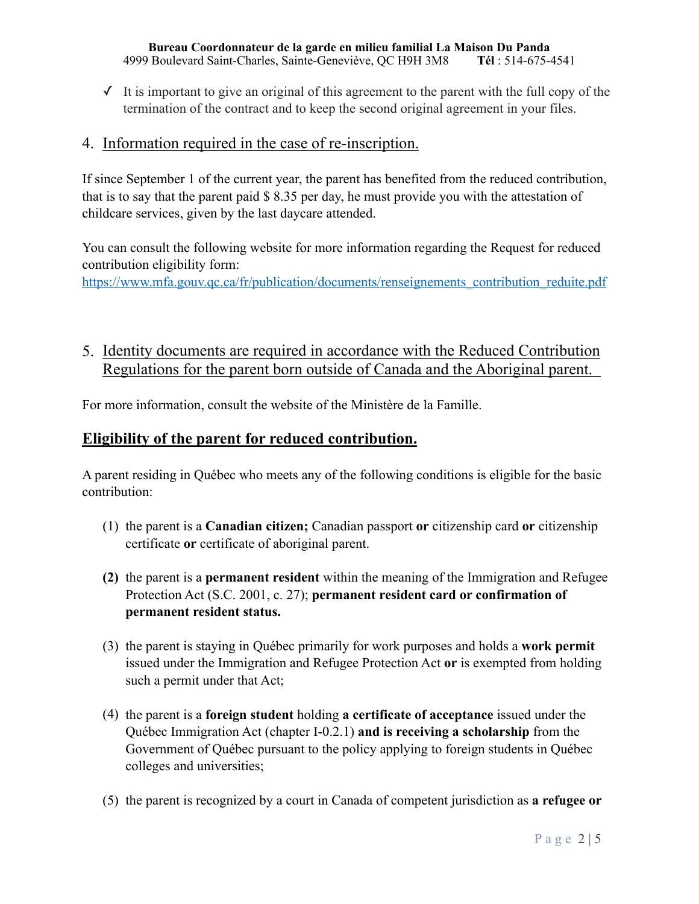- ✓ It is important to give an original of this agreement to the parent with the full copy of the termination of the contract and to keep the second original agreement in your files.

## 4. Information required in the case of re-inscription.

If since September 1 of the current year, the parent has benefited from the reduced contribution, that is to say that the parent paid $ 8.35 per day, he must provide you with the attestation of childcare services, given by the last daycare attended.

You can consult the following website for more information regarding the Request for reduced contribution eligibility form:
https://www.mfa.gouv.qc.ca/fr/publication/documents/renseignements_contribution_reduite.pdf

## 5. Identity documents are required in accordance with the Reduced Contribution Regulations for the parent born outside of Canada and the Aboriginal parent.

For more information, consult the website of the Ministère de la Famille.

## Eligibility of the parent for reduced contribution.

A parent residing in Québec who meets any of the following conditions is eligible for the basic contribution:

(1) the parent is a **Canadian citizen;** Canadian passport **or** citizenship card **or** citizenship certificate **or** certificate of aboriginal parent.

**(2)** the parent is a **permanent resident** within the meaning of the Immigration and Refugee Protection Act (S.C. 2001, c. 27); **permanent resident card or confirmation of permanent resident status.**

(3) the parent is staying in Québec primarily for work purposes and holds a **work permit** issued under the Immigration and Refugee Protection Act **or** is exempted from holding such a permit under that Act;

(4) the parent is a **foreign student** holding **a certificate of acceptance** issued under the Québec Immigration Act (chapter I-0.2.1) **and is receiving a scholarship** from the Government of Québec pursuant to the policy applying to foreign students in Québec colleges and universities;

(5) the parent is recognized by a court in Canada of competent jurisdiction as **a refugee or**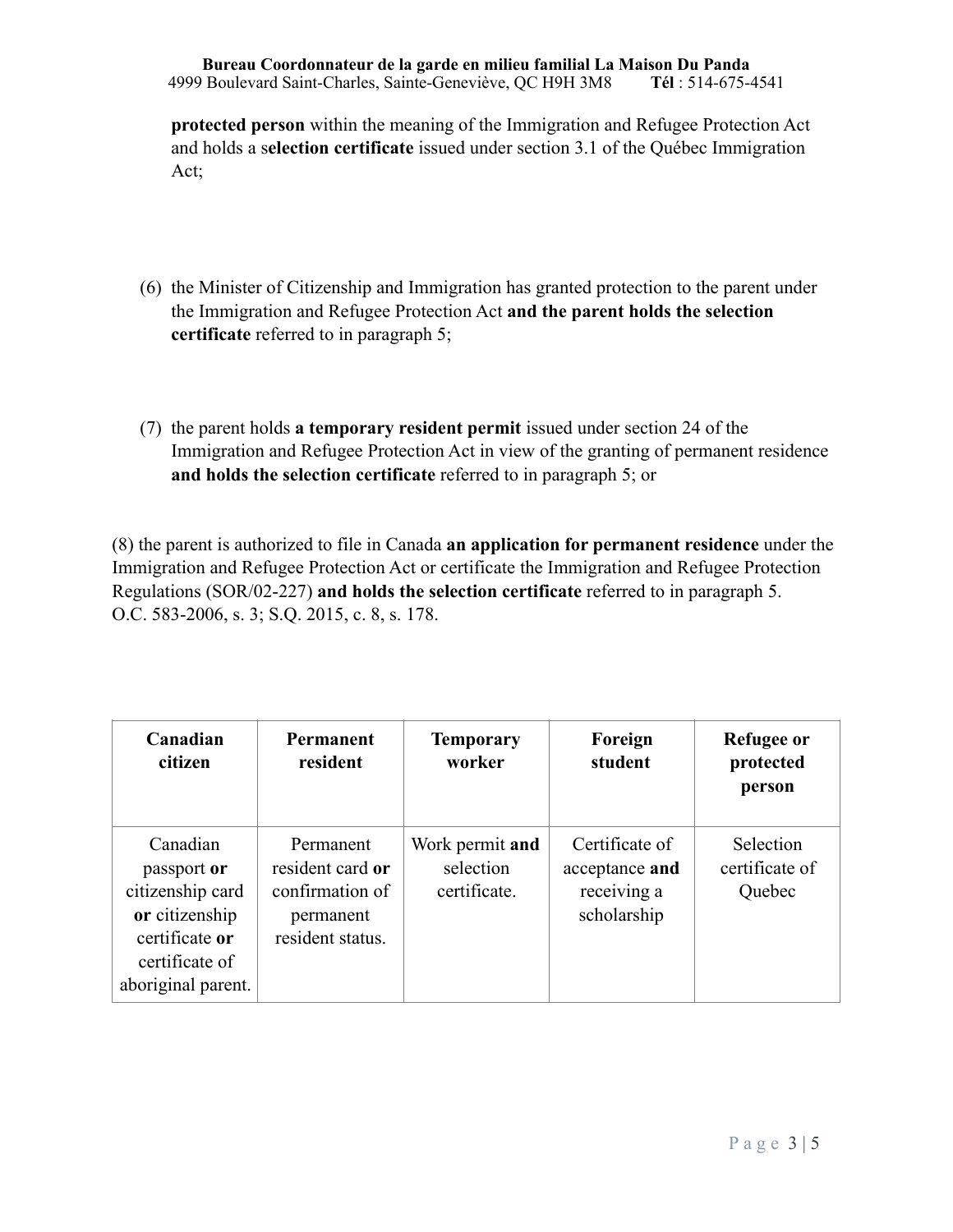**protected person** within the meaning of the Immigration and Refugee Protection Act and holds a s**election certificate** issued under section 3.1 of the Québec Immigration Act;

(6) the Minister of Citizenship and Immigration has granted protection to the parent under the Immigration and Refugee Protection Act **and the parent holds the selection certificate** referred to in paragraph 5;

(7) the parent holds **a temporary resident permit** issued under section 24 of the Immigration and Refugee Protection Act in view of the granting of permanent residence **and holds the selection certificate** referred to in paragraph 5; or

(8) the parent is authorized to file in Canada **an application for permanent residence** under the Immigration and Refugee Protection Act or certificate the Immigration and Refugee Protection Regulations (SOR/02-227) **and holds the selection certificate** referred to in paragraph 5.
O.C. 583-2006, s. 3; S.Q. 2015, c. 8, s. 178.

| Canadian citizen | Permanent resident | Temporary worker | Foreign student | Refugee or protected person |
|---|---|---|---|---|
| Canadian passport **or** citizenship card **or** citizenship certificate **or** certificate of aboriginal parent. | Permanent resident card **or** confirmation of permanent resident status. | Work permit **and** selection certificate. | Certificate of acceptance **and** receiving a scholarship | Selection certificate of Quebec |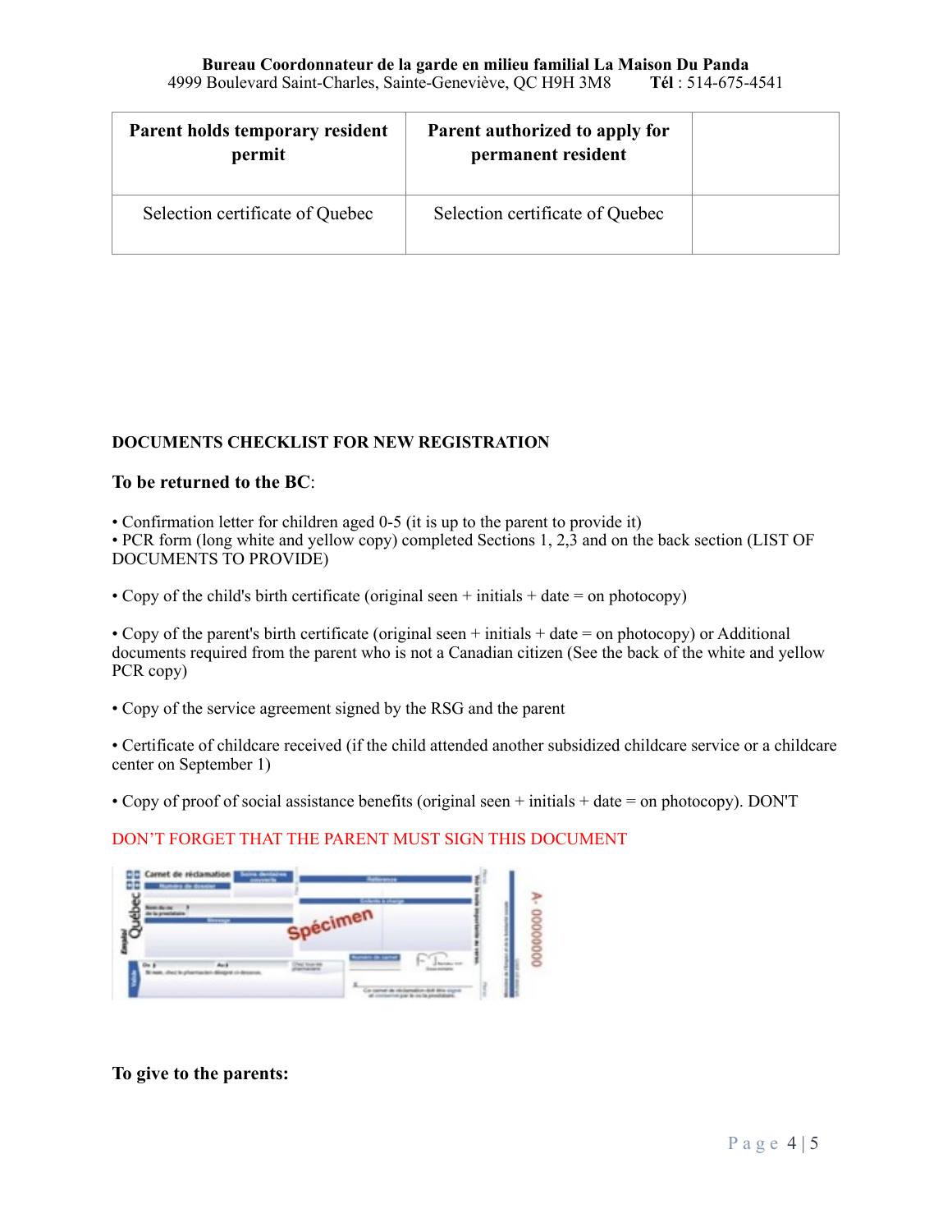| Parent holds temporary resident permit | Parent authorized to apply for permanent resident | |
|---|---|---|
| Selection certificate of Quebec | Selection certificate of Quebec | |

**DOCUMENTS CHECKLIST FOR NEW REGISTRATION**

**To be returned to the BC**:

- Confirmation letter for children aged 0-5 (it is up to the parent to provide it)
- PCR form (long white and yellow copy) completed Sections 1, 2,3 and on the back section (LIST OF DOCUMENTS TO PROVIDE)

- Copy of the child's birth certificate (original seen + initials + date = on photocopy)

- Copy of the parent's birth certificate (original seen + initials + date = on photocopy) or Additional documents required from the parent who is not a Canadian citizen (See the back of the white and yellow PCR copy)

- Copy of the service agreement signed by the RSG and the parent

- Certificate of childcare received (if the child attended another subsidized childcare service or a childcare center on September 1)

- Copy of proof of social assistance benefits (original seen + initials + date = on photocopy). DON'T

DON'T FORGET THAT THE PARENT MUST SIGN THIS DOCUMENT

**To give to the parents:**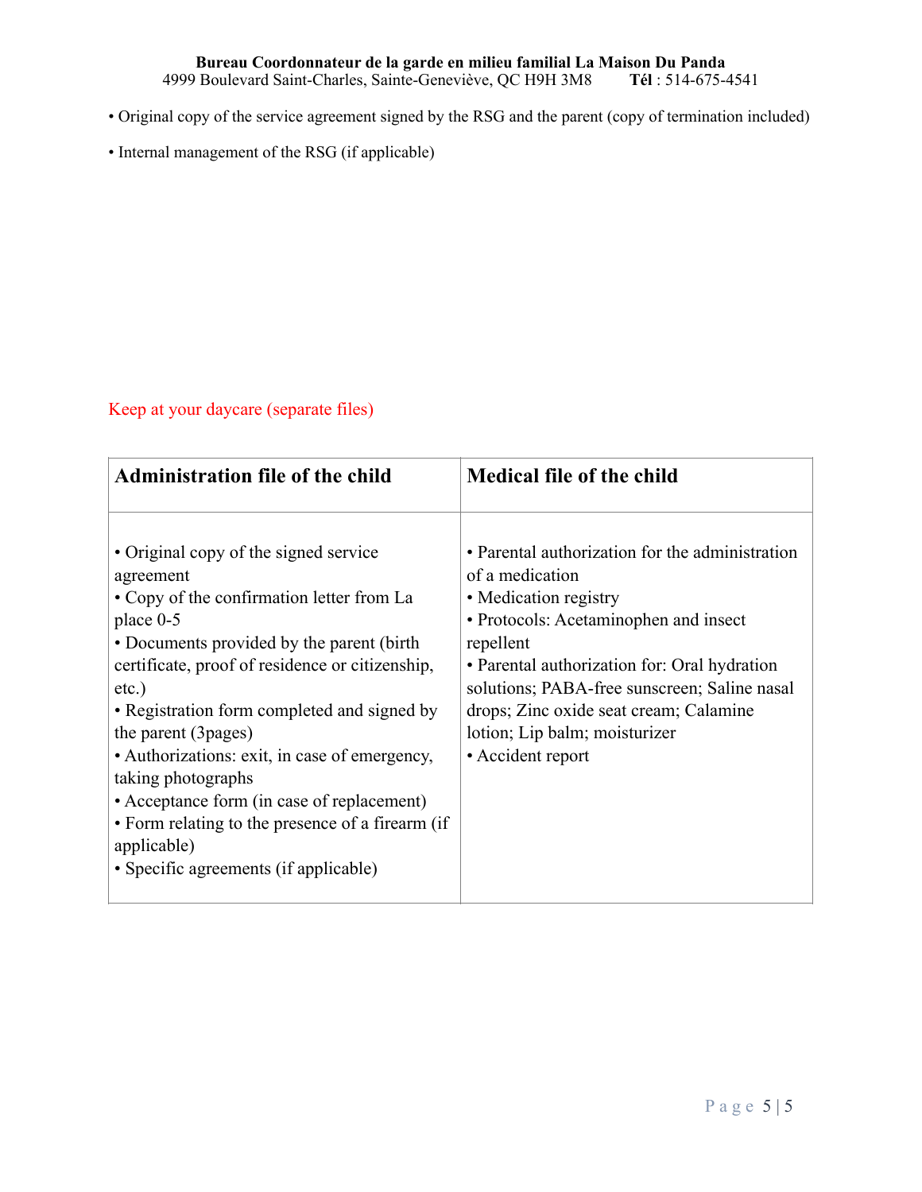- Original copy of the service agreement signed by the RSG and the parent (copy of termination included)
- Internal management of the RSG (if applicable)

Keep at your daycare (separate files)

| Administration file of the child | Medical file of the child |
|---|---|
| • Original copy of the signed service agreement<br>• Copy of the confirmation letter from La place 0-5<br>• Documents provided by the parent (birth certificate, proof of residence or citizenship, etc.)<br>• Registration form completed and signed by the parent (3pages)<br>• Authorizations: exit, in case of emergency, taking photographs<br>• Acceptance form (in case of replacement)<br>• Form relating to the presence of a firearm (if applicable)<br>• Specific agreements (if applicable) | • Parental authorization for the administration of a medication<br>• Medication registry<br>• Protocols: Acetaminophen and insect repellent<br>• Parental authorization for: Oral hydration solutions; PABA-free sunscreen; Saline nasal drops; Zinc oxide seat cream; Calamine lotion; Lip balm; moisturizer<br>• Accident report |